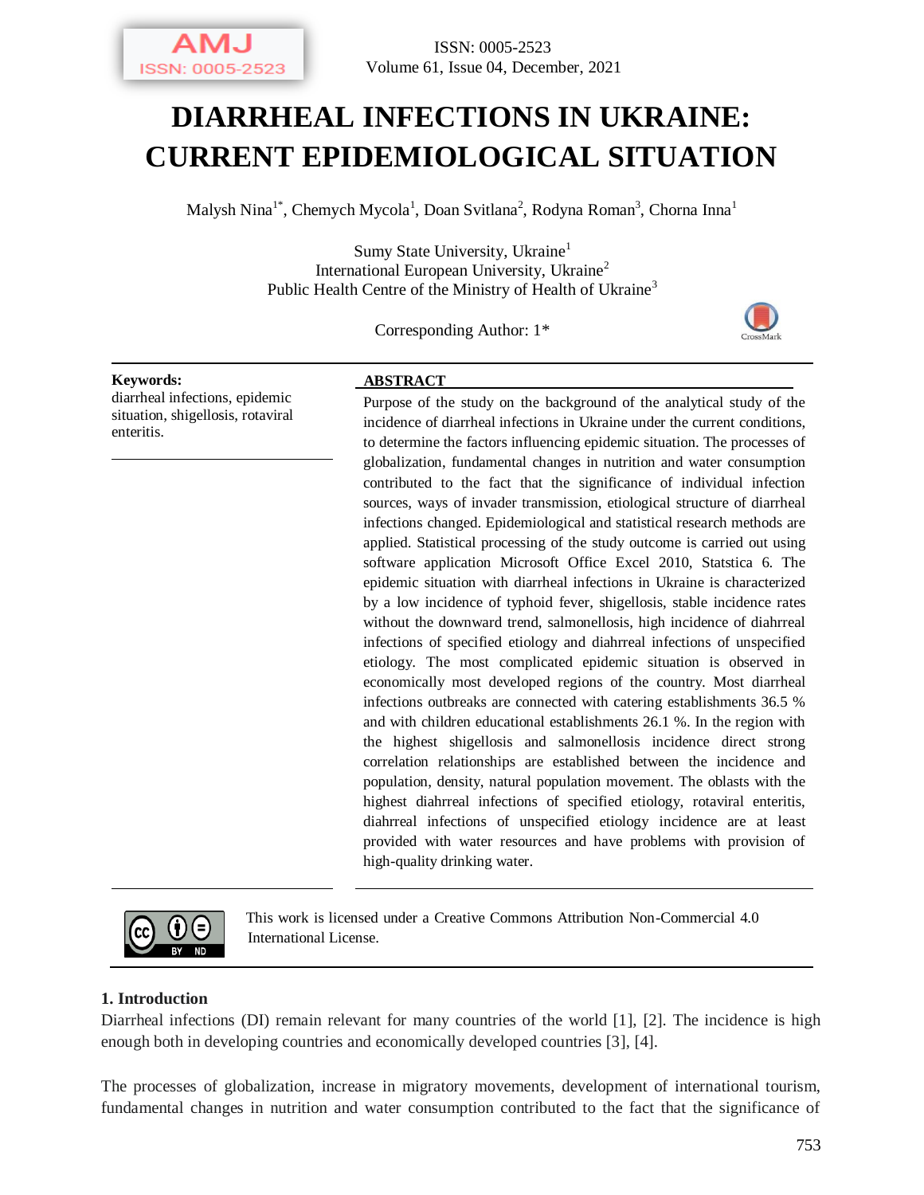# DIARRHEAL INFECTIONS IN UKRAINE: CURRENT EPIDEMIOLOGICAL SITUATION

Malysh Nina[1*], Chemych Mycola[1], Doan Svitlana[2], Rodyna Roman[3], Chorna Inna[1]

Sumy State University, Ukraine[1]
International European University, Ukraine[2]
Public Health Centre of the Ministry of Health of Ukraine[3]

Corresponding Author: 1*

**Keywords:**
diarrheal infections, epidemic situation, shigellosis, rotaviral enteritis.

**ABSTRACT**

Purpose of the study on the background of the analytical study of the incidence of diarrheal infections in Ukraine under the current conditions, to determine the factors influencing epidemic situation. The processes of globalization, fundamental changes in nutrition and water consumption contributed to the fact that the significance of individual infection sources, ways of invader transmission, etiological structure of diarrheal infections changed. Epidemiological and statistical research methods are applied. Statistical processing of the study outcome is carried out using software application Microsoft Office Excel 2010, Statstica 6. The epidemic situation with diarrheal infections in Ukraine is characterized by a low incidence of typhoid fever, shigellosis, stable incidence rates without the downward trend, salmonellosis, high incidence of diahrreal infections of specified etiology and diahrreal infections of unspecified etiology. The most complicated epidemic situation is observed in economically most developed regions of the country. Most diarrheal infections outbreaks are connected with catering establishments 36.5 % and with children educational establishments 26.1 %. In the region with the highest shigellosis and salmonellosis incidence direct strong correlation relationships are established between the incidence and population, density, natural population movement. The oblasts with the highest diahrreal infections of specified etiology, rotaviral enteritis, diahrreal infections of unspecified etiology incidence are at least provided with water resources and have problems with provision of high-quality drinking water.

This work is licensed under a Creative Commons Attribution Non-Commercial 4.0 International License.

## 1. Introduction

Diarrheal infections (DI) remain relevant for many countries of the world [1], [2]. The incidence is high enough both in developing countries and economically developed countries [3], [4].

The processes of globalization, increase in migratory movements, development of international tourism, fundamental changes in nutrition and water consumption contributed to the fact that the significance of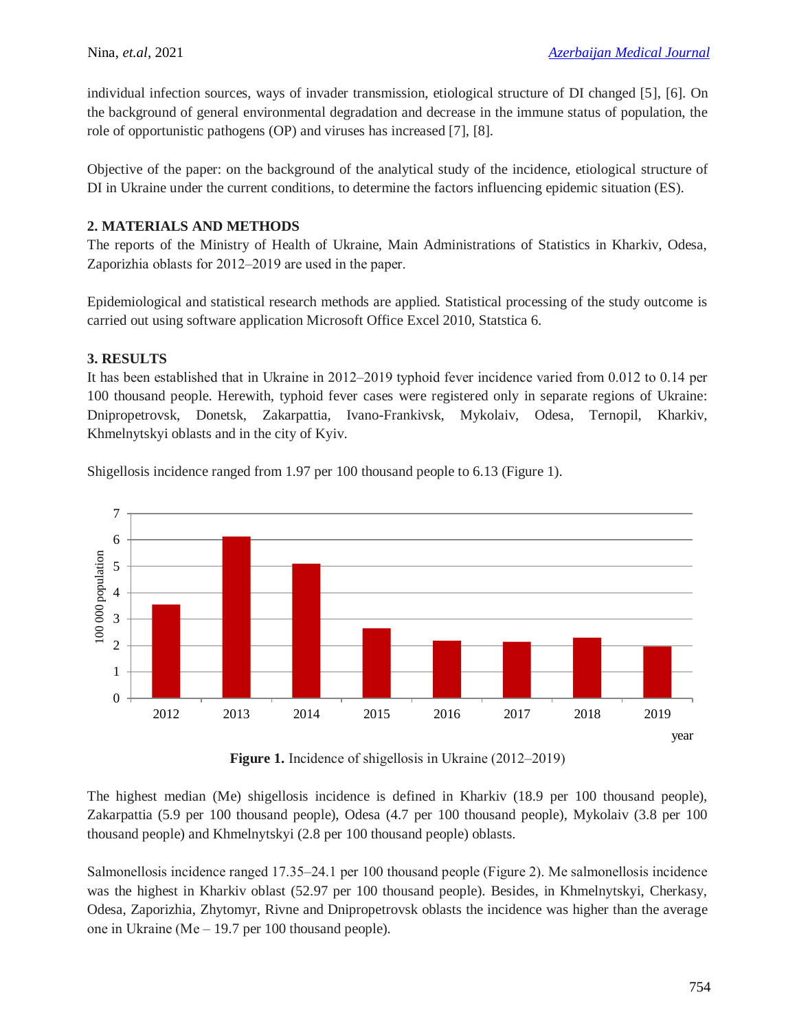individual infection sources, ways of invader transmission, etiological structure of DI changed [5], [6]. On the background of general environmental degradation and decrease in the immune status of population, the role of opportunistic pathogens (OP) and viruses has increased [7], [8].

Objective of the paper: on the background of the analytical study of the incidence, etiological structure of DI in Ukraine under the current conditions, to determine the factors influencing epidemic situation (ES).

## 2. MATERIALS AND METHODS

The reports of the Ministry of Health of Ukraine, Main Administrations of Statistics in Kharkiv, Odesa, Zaporizhia oblasts for 2012–2019 are used in the paper.

Epidemiological and statistical research methods are applied. Statistical processing of the study outcome is carried out using software application Microsoft Office Excel 2010, Statstica 6.

## 3. RESULTS

It has been established that in Ukraine in 2012–2019 typhoid fever incidence varied from 0.012 to 0.14 per 100 thousand people. Herewith, typhoid fever cases were registered only in separate regions of Ukraine: Dnipropetrovsk, Donetsk, Zakarpattia, Ivano-Frankivsk, Mykolaiv, Odesa, Ternopil, Kharkiv, Khmelnytskyi oblasts and in the city of Kyiv.

Shigellosis incidence ranged from 1.97 per 100 thousand people to 6.13 (Figure 1).

100 000 population

0
1
2
3
4
5
6
7

2012
2013
2014
2015
2016
2017
2018
2019

year

**Figure 1.** Incidence of shigellosis in Ukraine (2012–2019)

The highest median (Me) shigellosis incidence is defined in Kharkiv (18.9 per 100 thousand people), Zakarpattia (5.9 per 100 thousand people), Odesa (4.7 per 100 thousand people), Mykolaiv (3.8 per 100 thousand people) and Khmelnytskyi (2.8 per 100 thousand people) oblasts.

Salmonellosis incidence ranged 17.35–24.1 per 100 thousand people (Figure 2). Me salmonellosis incidence was the highest in Kharkiv oblast (52.97 per 100 thousand people). Besides, in Khmelnytskyi, Cherkasy, Odesa, Zaporizhia, Zhytomyr, Rivne and Dnipropetrovsk oblasts the incidence was higher than the average one in Ukraine (Me – 19.7 per 100 thousand people).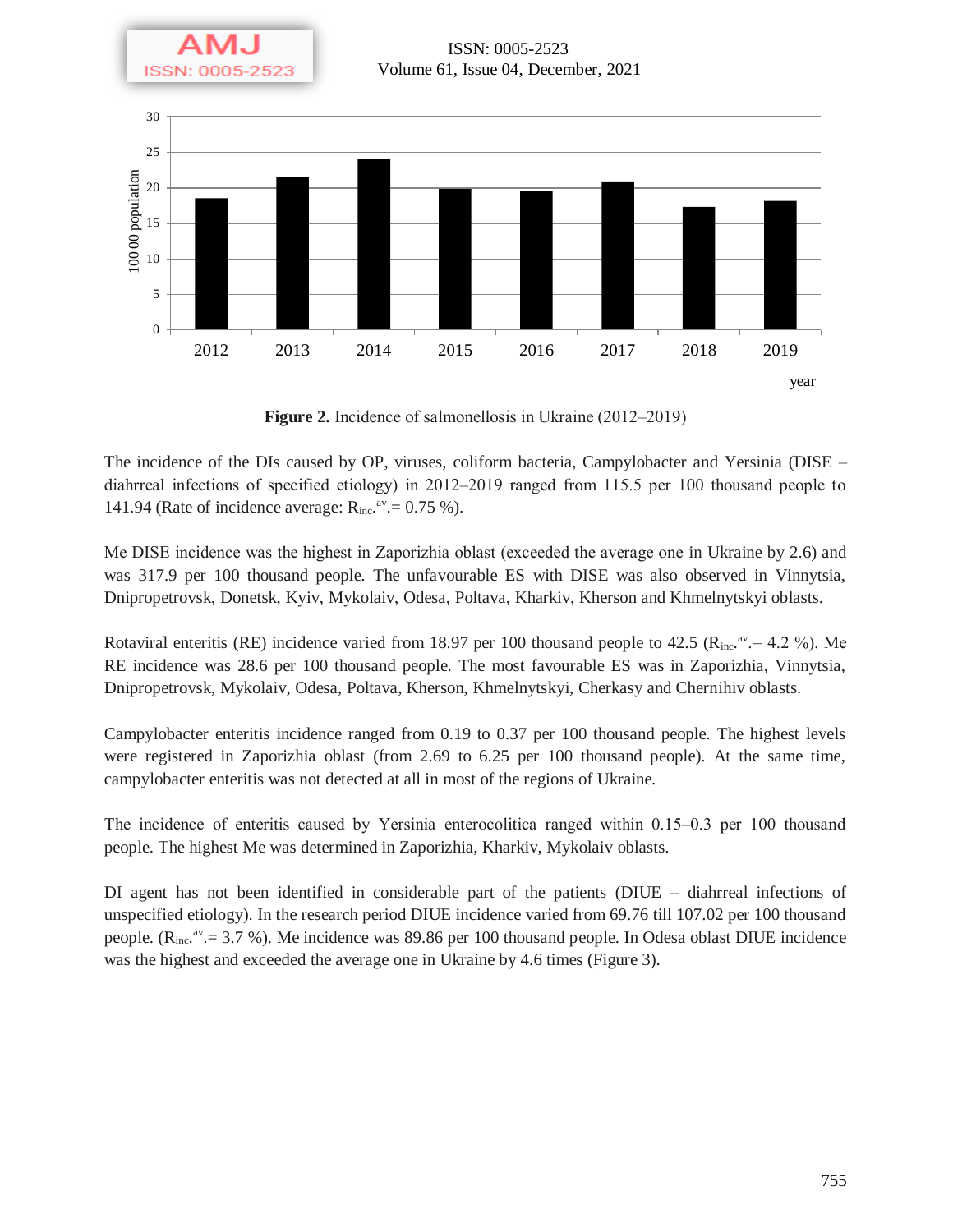30
25
20
15
10
5
0

100 00 population

2012 2013 2014 2015 2016 2017 2018 2019

year

**Figure 2.** Incidence of salmonellosis in Ukraine (2012–2019)

The incidence of the DIs caused by OP, viruses, coliform bacteria, Campylobacter and Yersinia (DISE – diahrreal infections of specified etiology) in 2012–2019 ranged from 115.5 per 100 thousand people to 141.94 (Rate of incidence average: $R_{inc.}^{av}$.= 0.75 %).

Me DISE incidence was the highest in Zaporizhia oblast (exceeded the average one in Ukraine by 2.6) and was 317.9 per 100 thousand people. The unfavourable ES with DISE was also observed in Vinnytsia, Dnipropetrovsk, Donetsk, Kyiv, Mykolaiv, Odesa, Poltava, Kharkiv, Kherson and Khmelnytskyi oblasts.

Rotaviral enteritis (RE) incidence varied from 18.97 per 100 thousand people to 42.5 ($R_{inc.}^{av}$.= 4.2 %). Me RE incidence was 28.6 per 100 thousand people. The most favourable ES was in Zaporizhia, Vinnytsia, Dnipropetrovsk, Mykolaiv, Odesa, Poltava, Kherson, Khmelnytskyi, Cherkasy and Chernihiv oblasts.

Campylobacter enteritis incidence ranged from 0.19 to 0.37 per 100 thousand people. The highest levels were registered in Zaporizhia oblast (from 2.69 to 6.25 per 100 thousand people). At the same time, campylobacter enteritis was not detected at all in most of the regions of Ukraine.

The incidence of enteritis caused by Yersinia enterocolitica ranged within 0.15–0.3 per 100 thousand people. The highest Me was determined in Zaporizhia, Kharkiv, Mykolaiv oblasts.

DI agent has not been identified in considerable part of the patients (DIUE – diahrreal infections of unspecified etiology). In the research period DIUE incidence varied from 69.76 till 107.02 per 100 thousand people. ($R_{inc.}^{av}$.= 3.7 %). Me incidence was 89.86 per 100 thousand people. In Odesa oblast DIUE incidence was the highest and exceeded the average one in Ukraine by 4.6 times (Figure 3).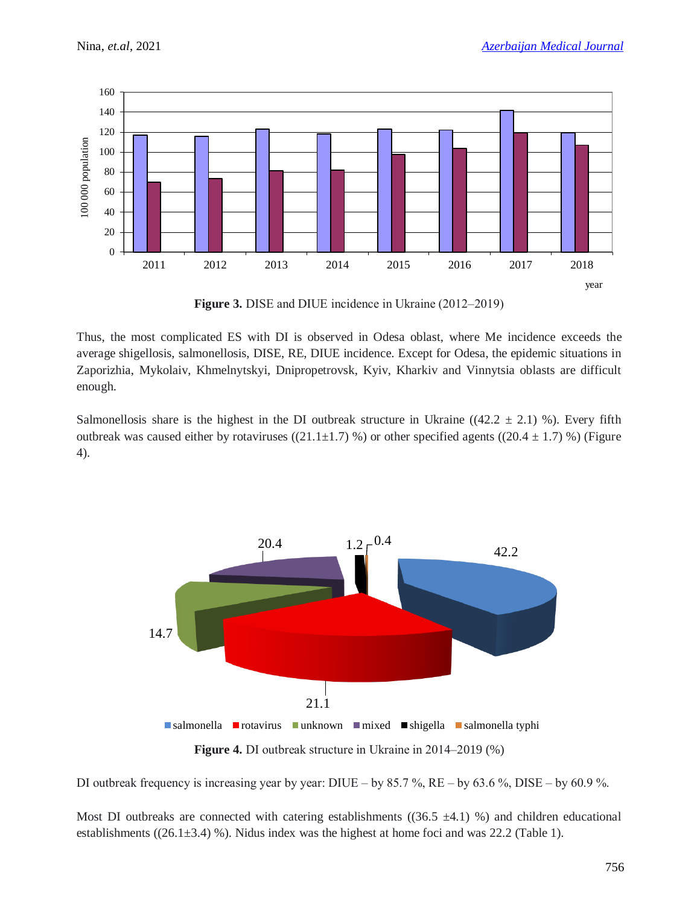160
140
120
100
80
60
40
20
0

100 000 population

2011 2012 2013 2014 2015 2016 2017 2018

year

**Figure 3.** DISE and DIUE incidence in Ukraine (2012–2019)

Thus, the most complicated ES with DI is observed in Odesa oblast, where Me incidence exceeds the average shigellosis, salmonellosis, DISE, RE, DIUE incidence. Except for Odesa, the epidemic situations in Zaporizhia, Mykolaiv, Khmelnytskyi, Dnipropetrovsk, Kyiv, Kharkiv and Vinnytsia oblasts are difficult enough.

Salmonellosis share is the highest in the DI outbreak structure in Ukraine ((42.2 ± 2.1) %). Every fifth outbreak was caused either by rotaviruses ((21.1±1.7) %) or other specified agents ((20.4 ± 1.7) %) (Figure 4).

20.4
1.2
0.4
42.2
14.7
21.1

salmonella rotavirus unknown mixed shigella salmonella typhi

**Figure 4.** DI outbreak structure in Ukraine in 2014–2019 (%)

DI outbreak frequency is increasing year by year: DIUE – by 85.7 %, RE – by 63.6 %, DISE – by 60.9 %.

Most DI outbreaks are connected with catering establishments ((36.5 ±4.1) %) and children educational establishments ((26.1±3.4) %). Nidus index was the highest at home foci and was 22.2 (Table 1).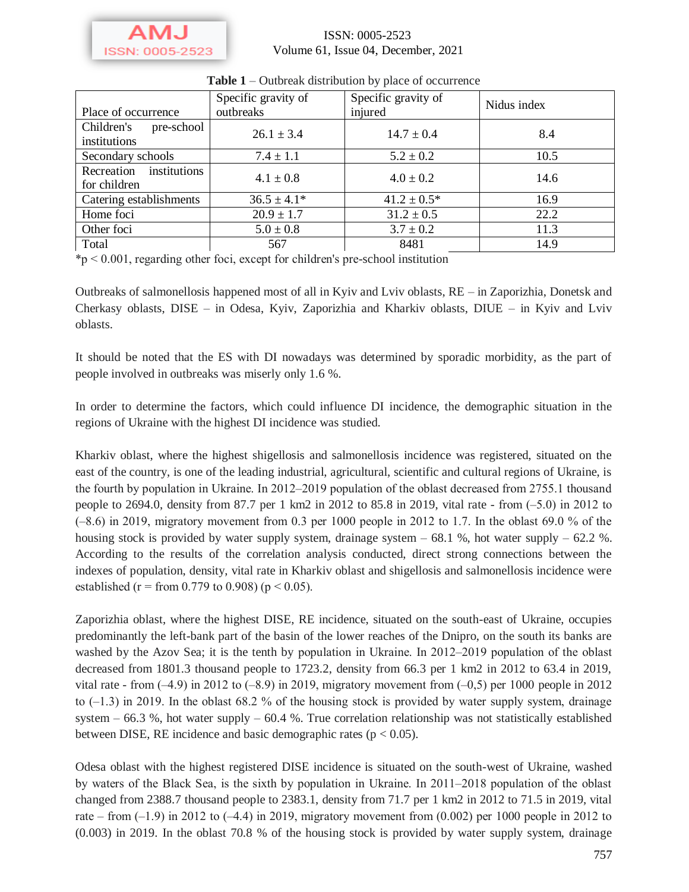**Table 1** – Outbreak distribution by place of occurrence

| Place of occurrence | Specific gravity of outbreaks | Specific gravity of injured | Nidus index |
|---|---|---|---|
| Children's pre-school institutions | 26.1 ± 3.4 | 14.7 ± 0.4 | 8.4 |
| Secondary schools | 7.4 ± 1.1 | 5.2 ± 0.2 | 10.5 |
| Recreation institutions for children | 4.1 ± 0.8 | 4.0 ± 0.2 | 14.6 |
| Catering establishments | 36.5 ± 4.1* | 41.2 ± 0.5* | 16.9 |
| Home foci | 20.9 ± 1.7 | 31.2 ± 0.5 | 22.2 |
| Other foci | 5.0 ± 0.8 | 3.7 ± 0.2 | 11.3 |
| Total | 567 | 8481 | 14.9 |

*$p < 0.001$, regarding other foci, except for children's pre-school institution

Outbreaks of salmonellosis happened most of all in Kyiv and Lviv oblasts, RE – in Zaporizhia, Donetsk and Cherkasy oblasts, DISE – in Odesa, Kyiv, Zaporizhia and Kharkiv oblasts, DIUE – in Kyiv and Lviv oblasts.

It should be noted that the ES with DI nowadays was determined by sporadic morbidity, as the part of people involved in outbreaks was miserly only 1.6 %.

In order to determine the factors, which could influence DI incidence, the demographic situation in the regions of Ukraine with the highest DI incidence was studied.

Kharkiv oblast, where the highest shigellosis and salmonellosis incidence was registered, situated on the east of the country, is one of the leading industrial, agricultural, scientific and cultural regions of Ukraine, is the fourth by population in Ukraine. In 2012–2019 population of the oblast decreased from 2755.1 thousand people to 2694.0, density from 87.7 per 1 km2 in 2012 to 85.8 in 2019, vital rate - from (–5.0) in 2012 to (–8.6) in 2019, migratory movement from 0.3 per 1000 people in 2012 to 1.7. In the oblast 69.0 % of the housing stock is provided by water supply system, drainage system – 68.1 %, hot water supply – 62.2 %. According to the results of the correlation analysis conducted, direct strong connections between the indexes of population, density, vital rate in Kharkiv oblast and shigellosis and salmonellosis incidence were established ($r$ = from 0.779 to 0.908) ($p < 0.05$).

Zaporizhia oblast, where the highest DISE, RE incidence, situated on the south-east of Ukraine, occupies predominantly the left-bank part of the basin of the lower reaches of the Dnipro, on the south its banks are washed by the Azov Sea; it is the tenth by population in Ukraine. In 2012–2019 population of the oblast decreased from 1801.3 thousand people to 1723.2, density from 66.3 per 1 km2 in 2012 to 63.4 in 2019, vital rate - from (–4.9) in 2012 to (–8.9) in 2019, migratory movement from (–0,5) per 1000 people in 2012 to (–1.3) in 2019. In the oblast 68.2 % of the housing stock is provided by water supply system, drainage system – 66.3 %, hot water supply – 60.4 %. True correlation relationship was not statistically established between DISE, RE incidence and basic demographic rates ($p < 0.05$).

Odesa oblast with the highest registered DISE incidence is situated on the south-west of Ukraine, washed by waters of the Black Sea, is the sixth by population in Ukraine. In 2011–2018 population of the oblast changed from 2388.7 thousand people to 2383.1, density from 71.7 per 1 km2 in 2012 to 71.5 in 2019, vital rate – from (–1.9) in 2012 to (–4.4) in 2019, migratory movement from (0.002) per 1000 people in 2012 to (0.003) in 2019. In the oblast 70.8 % of the housing stock is provided by water supply system, drainage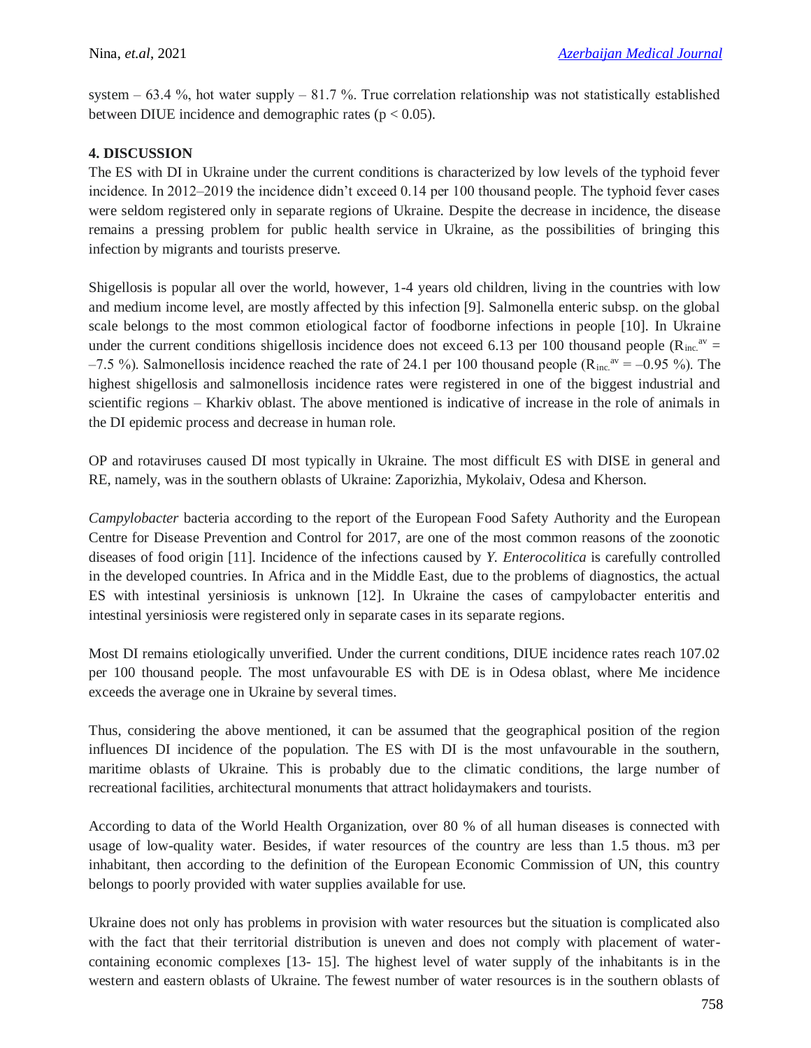system – 63.4 %, hot water supply – 81.7 %. True correlation relationship was not statistically established between DIUE incidence and demographic rates ($p < 0.05$).

## 4. DISCUSSION

The ES with DI in Ukraine under the current conditions is characterized by low levels of the typhoid fever incidence. In 2012–2019 the incidence didn't exceed 0.14 per 100 thousand people. The typhoid fever cases were seldom registered only in separate regions of Ukraine. Despite the decrease in incidence, the disease remains a pressing problem for public health service in Ukraine, as the possibilities of bringing this infection by migrants and tourists preserve.

Shigellosis is popular all over the world, however, 1-4 years old children, living in the countries with low and medium income level, are mostly affected by this infection [9]. Salmonella enteric subsp. on the global scale belongs to the most common etiological factor of foodborne infections in people [10]. In Ukraine under the current conditions shigellosis incidence does not exceed 6.13 per 100 thousand people ($R_{inc.}^{av}$ = –7.5 %). Salmonellosis incidence reached the rate of 24.1 per 100 thousand people ($R_{inc.}^{av}$ = –0.95 %). The highest shigellosis and salmonellosis incidence rates were registered in one of the biggest industrial and scientific regions – Kharkiv oblast. The above mentioned is indicative of increase in the role of animals in the DI epidemic process and decrease in human role.

OP and rotaviruses caused DI most typically in Ukraine. The most difficult ES with DISE in general and RE, namely, was in the southern oblasts of Ukraine: Zaporizhia, Mykolaiv, Odesa and Kherson.

*Campylobacter* bacteria according to the report of the European Food Safety Authority and the European Centre for Disease Prevention and Control for 2017, are one of the most common reasons of the zoonotic diseases of food origin [11]. Incidence of the infections caused by *Y. Enterocolitica* is carefully controlled in the developed countries. In Africa and in the Middle East, due to the problems of diagnostics, the actual ES with intestinal yersiniosis is unknown [12]. In Ukraine the cases of campylobacter enteritis and intestinal yersiniosis were registered only in separate cases in its separate regions.

Most DI remains etiologically unverified. Under the current conditions, DIUE incidence rates reach 107.02 per 100 thousand people. The most unfavourable ES with DE is in Odesa oblast, where Me incidence exceeds the average one in Ukraine by several times.

Thus, considering the above mentioned, it can be assumed that the geographical position of the region influences DI incidence of the population. The ES with DI is the most unfavourable in the southern, maritime oblasts of Ukraine. This is probably due to the climatic conditions, the large number of recreational facilities, architectural monuments that attract holidaymakers and tourists.

According to data of the World Health Organization, over 80 % of all human diseases is connected with usage of low-quality water. Besides, if water resources of the country are less than 1.5 thous. m3 per inhabitant, then according to the definition of the European Economic Commission of UN, this country belongs to poorly provided with water supplies available for use.

Ukraine does not only has problems in provision with water resources but the situation is complicated also with the fact that their territorial distribution is uneven and does not comply with placement of water-containing economic complexes [13- 15]. The highest level of water supply of the inhabitants is in the western and eastern oblasts of Ukraine. The fewest number of water resources is in the southern oblasts of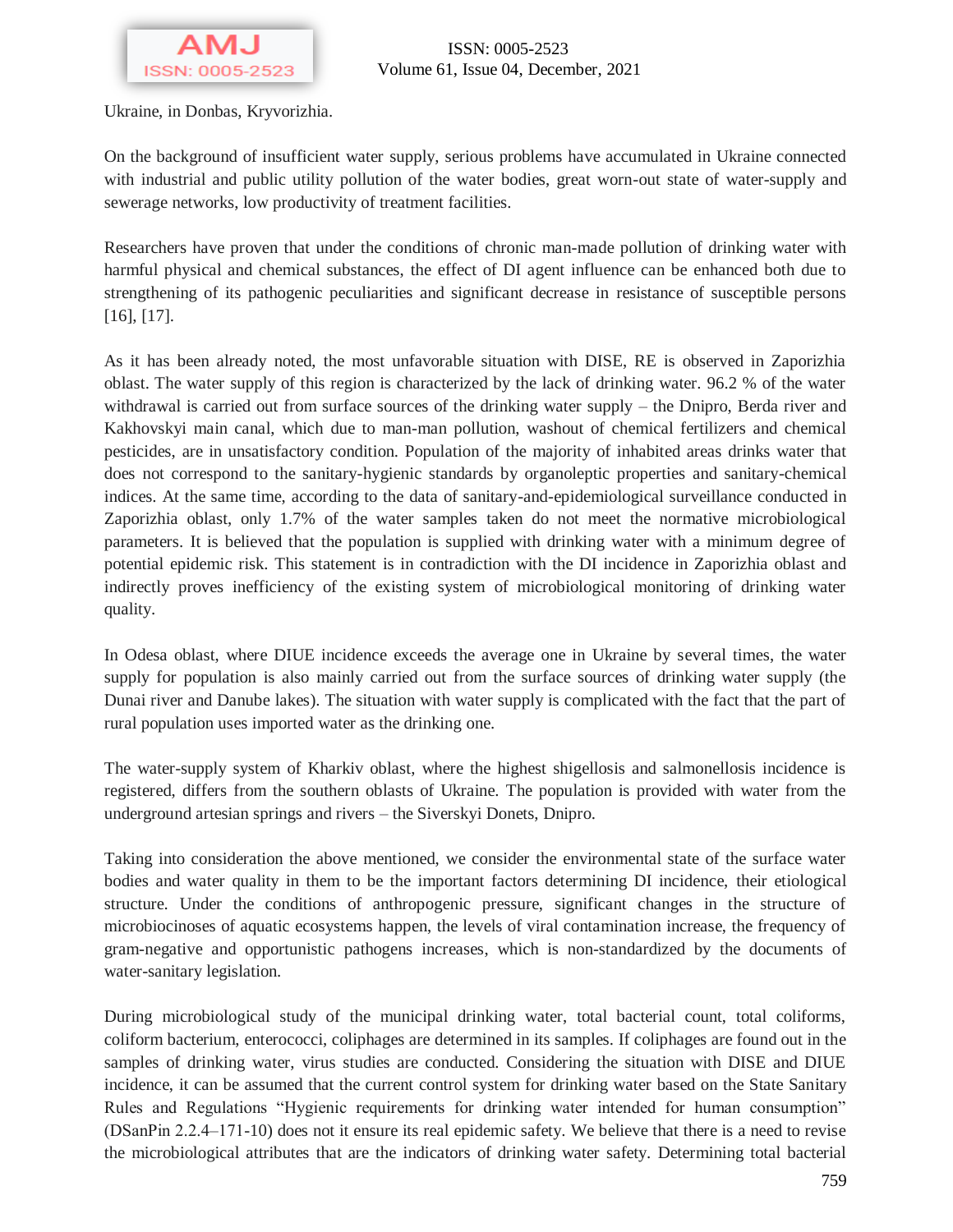Ukraine, in Donbas, Kryvorizhia.

On the background of insufficient water supply, serious problems have accumulated in Ukraine connected with industrial and public utility pollution of the water bodies, great worn-out state of water-supply and sewerage networks, low productivity of treatment facilities.

Researchers have proven that under the conditions of chronic man-made pollution of drinking water with harmful physical and chemical substances, the effect of DI agent influence can be enhanced both due to strengthening of its pathogenic peculiarities and significant decrease in resistance of susceptible persons [16], [17].

As it has been already noted, the most unfavorable situation with DISE, RE is observed in Zaporizhia oblast. The water supply of this region is characterized by the lack of drinking water. 96.2 % of the water withdrawal is carried out from surface sources of the drinking water supply – the Dnipro, Berda river and Kakhovskyi main canal, which due to man-man pollution, washout of chemical fertilizers and chemical pesticides, are in unsatisfactory condition. Population of the majority of inhabited areas drinks water that does not correspond to the sanitary-hygienic standards by organoleptic properties and sanitary-chemical indices. At the same time, according to the data of sanitary-and-epidemiological surveillance conducted in Zaporizhia oblast, only 1.7% of the water samples taken do not meet the normative microbiological parameters. It is believed that the population is supplied with drinking water with a minimum degree of potential epidemic risk. This statement is in contradiction with the DI incidence in Zaporizhia oblast and indirectly proves inefficiency of the existing system of microbiological monitoring of drinking water quality.

In Odesa oblast, where DIUE incidence exceeds the average one in Ukraine by several times, the water supply for population is also mainly carried out from the surface sources of drinking water supply (the Dunai river and Danube lakes). The situation with water supply is complicated with the fact that the part of rural population uses imported water as the drinking one.

The water-supply system of Kharkiv oblast, where the highest shigellosis and salmonellosis incidence is registered, differs from the southern oblasts of Ukraine. The population is provided with water from the underground artesian springs and rivers – the Siverskyi Donets, Dnipro.

Taking into consideration the above mentioned, we consider the environmental state of the surface water bodies and water quality in them to be the important factors determining DI incidence, their etiological structure. Under the conditions of anthropogenic pressure, significant changes in the structure of microbiocinoses of aquatic ecosystems happen, the levels of viral contamination increase, the frequency of gram-negative and opportunistic pathogens increases, which is non-standardized by the documents of water-sanitary legislation.

During microbiological study of the municipal drinking water, total bacterial count, total coliforms, coliform bacterium, enterococci, coliphages are determined in its samples. If coliphages are found out in the samples of drinking water, virus studies are conducted. Considering the situation with DISE and DIUE incidence, it can be assumed that the current control system for drinking water based on the State Sanitary Rules and Regulations "Hygienic requirements for drinking water intended for human consumption" (DSanPin 2.2.4–171-10) does not it ensure its real epidemic safety. We believe that there is a need to revise the microbiological attributes that are the indicators of drinking water safety. Determining total bacterial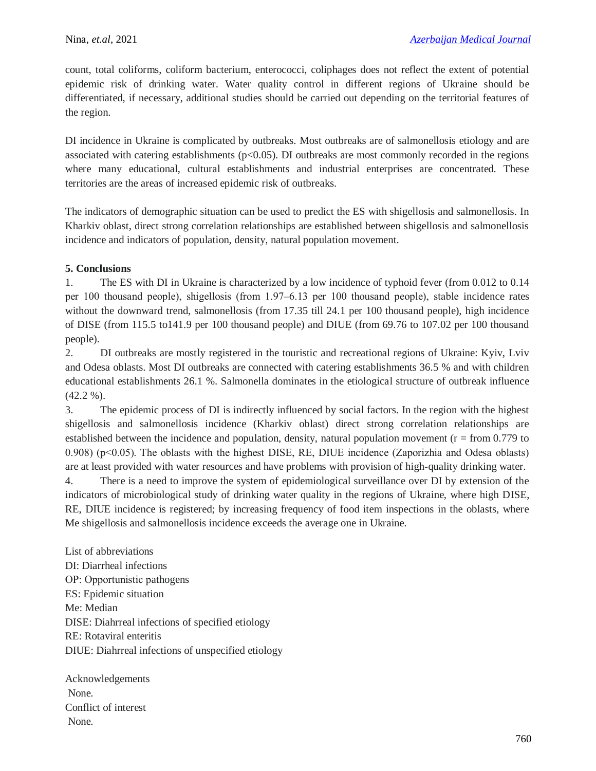count, total coliforms, coliform bacterium, enterococci, coliphages does not reflect the extent of potential epidemic risk of drinking water. Water quality control in different regions of Ukraine should be differentiated, if necessary, additional studies should be carried out depending on the territorial features of the region.

DI incidence in Ukraine is complicated by outbreaks. Most outbreaks are of salmonellosis etiology and are associated with catering establishments ($p<0.05$). DI outbreaks are most commonly recorded in the regions where many educational, cultural establishments and industrial enterprises are concentrated. These territories are the areas of increased epidemic risk of outbreaks.

The indicators of demographic situation can be used to predict the ES with shigellosis and salmonellosis. In Kharkiv oblast, direct strong correlation relationships are established between shigellosis and salmonellosis incidence and indicators of population, density, natural population movement.

## 5. Conclusions

1. The ES with DI in Ukraine is characterized by a low incidence of typhoid fever (from 0.012 to 0.14 per 100 thousand people), shigellosis (from 1.97–6.13 per 100 thousand people), stable incidence rates without the downward trend, salmonellosis (from 17.35 till 24.1 per 100 thousand people), high incidence of DISE (from 115.5 to141.9 per 100 thousand people) and DIUE (from 69.76 to 107.02 per 100 thousand people).
2. DI outbreaks are mostly registered in the touristic and recreational regions of Ukraine: Kyiv, Lviv and Odesa oblasts. Most DI outbreaks are connected with catering establishments 36.5 % and with children educational establishments 26.1 %. Salmonella dominates in the etiological structure of outbreak influence (42.2 %).
3. The epidemic process of DI is indirectly influenced by social factors. In the region with the highest shigellosis and salmonellosis incidence (Kharkiv oblast) direct strong correlation relationships are established between the incidence and population, density, natural population movement ($r$ = from 0.779 to 0.908) ($p<0.05$). The oblasts with the highest DISE, RE, DIUE incidence (Zaporizhia and Odesa oblasts) are at least provided with water resources and have problems with provision of high-quality drinking water.
4. There is a need to improve the system of epidemiological surveillance over DI by extension of the indicators of microbiological study of drinking water quality in the regions of Ukraine, where high DISE, RE, DIUE incidence is registered; by increasing frequency of food item inspections in the oblasts, where Me shigellosis and salmonellosis incidence exceeds the average one in Ukraine.

List of abbreviations
DI: Diarrheal infections
OP: Opportunistic pathogens
ES: Epidemic situation
Me: Median
DISE: Diahrreal infections of specified etiology
RE: Rotaviral enteritis
DIUE: Diahrreal infections of unspecified etiology

Acknowledgements
None.
Conflict of interest
None.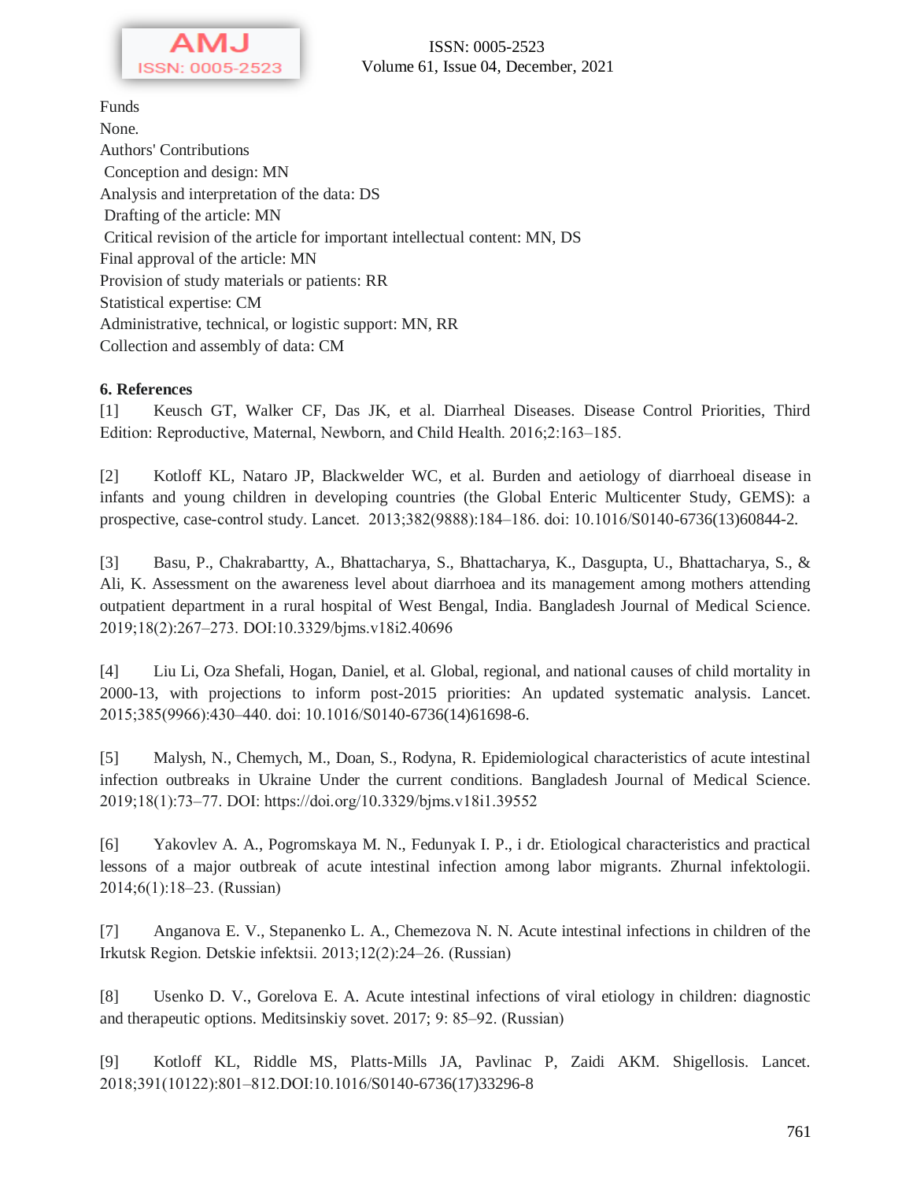Funds

None.

Authors' Contributions

Conception and design: MN

Analysis and interpretation of the data: DS

Drafting of the article: MN

Critical revision of the article for important intellectual content: MN, DS

Final approval of the article: MN

Provision of study materials or patients: RR

Statistical expertise: CM

Administrative, technical, or logistic support: MN, RR

Collection and assembly of data: CM

## 6. References

[1] Keusch GT, Walker CF, Das JK, et al. Diarrheal Diseases. Disease Control Priorities, Third Edition: Reproductive, Maternal, Newborn, and Child Health. 2016;2:163–185.

[2] Kotloff KL, Nataro JP, Blackwelder WC, et al. Burden and aetiology of diarrhoeal disease in infants and young children in developing countries (the Global Enteric Multicenter Study, GEMS): a prospective, case-control study. Lancet. 2013;382(9888):184–186. doi: 10.1016/S0140-6736(13)60844-2.

[3] Basu, P., Chakrabartty, A., Bhattacharya, S., Bhattacharya, K., Dasgupta, U., Bhattacharya, S., & Ali, K. Assessment on the awareness level about diarrhoea and its management among mothers attending outpatient department in a rural hospital of West Bengal, India. Bangladesh Journal of Medical Science. 2019;18(2):267–273. DOI:10.3329/bjms.v18i2.40696

[4] Liu Li, Oza Shefali, Hogan, Daniel, et al. Global, regional, and national causes of child mortality in 2000-13, with projections to inform post-2015 priorities: An updated systematic analysis. Lancet. 2015;385(9966):430–440. doi: 10.1016/S0140-6736(14)61698-6.

[5] Malysh, N., Chemych, M., Doan, S., Rodyna, R. Epidemiological characteristics of acute intestinal infection outbreaks in Ukraine Under the current conditions. Bangladesh Journal of Medical Science. 2019;18(1):73–77. DOI: https://doi.org/10.3329/bjms.v18i1.39552

[6] Yakovlev A. A., Pogromskaya M. N., Fedunyak I. P., i dr. Etiological characteristics and practical lessons of a major outbreak of acute intestinal infection among labor migrants. Zhurnal infektologii. 2014;6(1):18–23. (Russian)

[7] Anganova E. V., Stepanenko L. A., Chemezova N. N. Acute intestinal infections in children of the Irkutsk Region. Detskie infektsii. 2013;12(2):24–26. (Russian)

[8] Usenko D. V., Gorelova E. A. Acute intestinal infections of viral etiology in children: diagnostic and therapeutic options. Meditsinskiy sovet. 2017; 9: 85–92. (Russian)

[9] Kotloff KL, Riddle MS, Platts-Mills JA, Pavlinac P, Zaidi AKM. Shigellosis. Lancet. 2018;391(10122):801–812.DOI:10.1016/S0140-6736(17)33296-8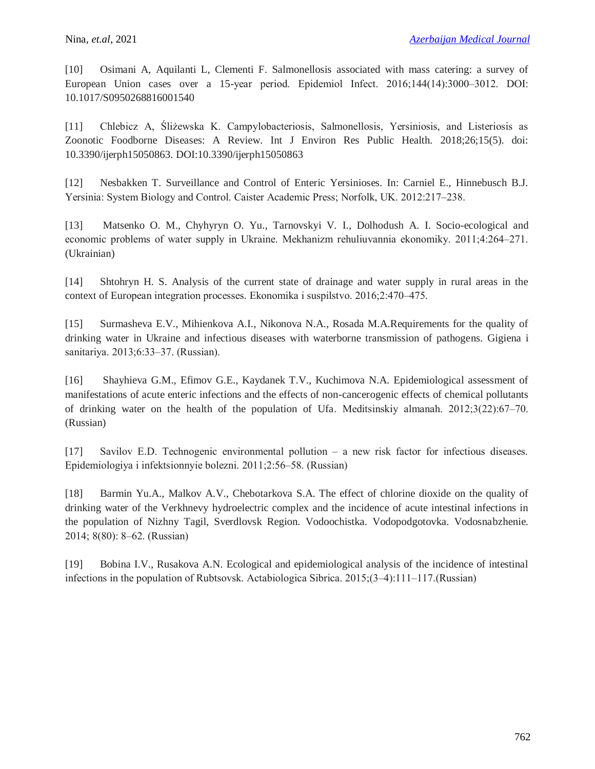[10] Osimani A, Aquilanti L, Clementi F. Salmonellosis associated with mass catering: a survey of European Union cases over a 15-year period. Epidemiol Infect. 2016;144(14):3000–3012. DOI: 10.1017/S0950268816001540

[11] Chlebicz A, Śliżewska K. Campylobacteriosis, Salmonellosis, Yersiniosis, and Listeriosis as Zoonotic Foodborne Diseases: A Review. Int J Environ Res Public Health. 2018;26;15(5). doi: 10.3390/ijerph15050863. DOI:10.3390/ijerph15050863

[12] Nesbakken T. Surveillance and Control of Enteric Yersinioses. In: Carniel E., Hinnebusch B.J. Yersinia: System Biology and Control. Caister Academic Press; Norfolk, UK. 2012:217–238.

[13] Matsenko O. M., Chyhyryn O. Yu., Tarnovskyi V. I., Dolhodush A. I. Socio-ecological and economic problems of water supply in Ukraine. Mekhanizm rehuliuvannia ekonomiky. 2011;4:264–271. (Ukrainian)

[14] Shtohryn H. S. Analysis of the current state of drainage and water supply in rural areas in the context of European integration processes. Ekonomika i suspilstvo. 2016;2:470–475.

[15] Surmasheva E.V., Mihienkova A.I., Nikonova N.A., Rosada M.A.Requirements for the quality of drinking water in Ukraine and infectious diseases with waterborne transmission of pathogens. Gigiena i sanitariya. 2013;6:33–37. (Russian).

[16] Shayhieva G.M., Efimov G.E., Kaydanek T.V., Kuchimova N.A. Epidemiological assessment of manifestations of acute enteric infections and the effects of non-cancerogenic effects of chemical pollutants of drinking water on the health of the population of Ufa. Meditsinskiy almanah. 2012;3(22):67–70. (Russian)

[17] Savilov E.D. Technogenic environmental pollution – a new risk factor for infectious diseases. Epidemiologiya i infektsionnyie bolezni. 2011;2:56–58. (Russian)

[18] Barmin Yu.A., Malkov A.V., Chebotarkova S.A. The effect of chlorine dioxide on the quality of drinking water of the Verkhnevy hydroelectric complex and the incidence of acute intestinal infections in the population of Nizhny Tagil, Sverdlovsk Region. Vodoochistka. Vodopodgotovka. Vodosnabzhenie. 2014; 8(80): 8–62. (Russian)

[19] Bobina I.V., Rusakova A.N. Ecological and epidemiological analysis of the incidence of intestinal infections in the population of Rubtsovsk. Actabiologica Sibrica. 2015;(3–4):111–117.(Russian)